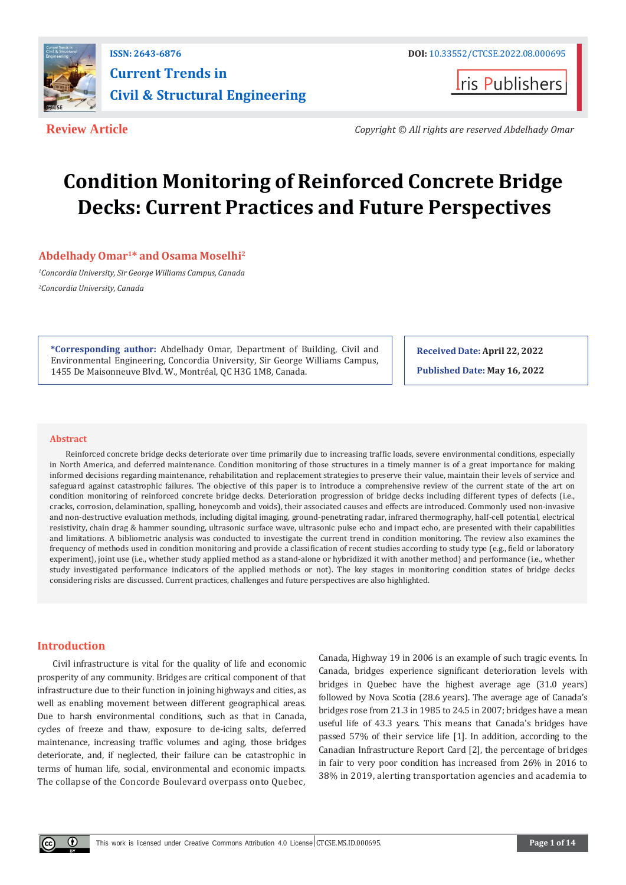ISSN: 2643-6876

DOI: 10.33552/CTCSE.2022.08.000695

**Current Trends in Civil & Structural Engineering**

Iris Publishers

**Review Article**

*Copyright © All rights are reserved Abdelhady Omar*

# Condition Monitoring of Reinforced Concrete Bridge Decks: Current Practices and Future Perspectives

**Abdelhady Omar[1]* and Osama Moselhi[2]**

[1]*Concordia University, Sir George Williams Campus, Canada*

[2]*Concordia University, Canada*

**\*Corresponding author:** Abdelhady Omar, Department of Building, Civil and Environmental Engineering, Concordia University, Sir George Williams Campus, 1455 De Maisonneuve Blvd. W., Montréal, QC H3G 1M8, Canada.

**Received Date:** April 22, 2022

**Published Date:** May 16, 2022

## Abstract

Reinforced concrete bridge decks deteriorate over time primarily due to increasing traffic loads, severe environmental conditions, especially in North America, and deferred maintenance. Condition monitoring of those structures in a timely manner is of a great importance for making informed decisions regarding maintenance, rehabilitation and replacement strategies to preserve their value, maintain their levels of service and safeguard against catastrophic failures. The objective of this paper is to introduce a comprehensive review of the current state of the art on condition monitoring of reinforced concrete bridge decks. Deterioration progression of bridge decks including different types of defects (i.e., cracks, corrosion, delamination, spalling, honeycomb and voids), their associated causes and effects are introduced. Commonly used non-invasive and non-destructive evaluation methods, including digital imaging, ground-penetrating radar, infrared thermography, half-cell potential, electrical resistivity, chain drag & hammer sounding, ultrasonic surface wave, ultrasonic pulse echo and impact echo, are presented with their capabilities and limitations. A bibliometric analysis was conducted to investigate the current trend in condition monitoring. The review also examines the frequency of methods used in condition monitoring and provide a classification of recent studies according to study type (e.g., field or laboratory experiment), joint use (i.e., whether study applied method as a stand-alone or hybridized it with another method) and performance (i.e., whether study investigated performance indicators of the applied methods or not). The key stages in monitoring condition states of bridge decks considering risks are discussed. Current practices, challenges and future perspectives are also highlighted.

## Introduction

Civil infrastructure is vital for the quality of life and economic prosperity of any community. Bridges are critical component of that infrastructure due to their function in joining highways and cities, as well as enabling movement between different geographical areas. Due to harsh environmental conditions, such as that in Canada, cycles of freeze and thaw, exposure to de-icing salts, deferred maintenance, increasing traffic volumes and aging, those bridges deteriorate, and, if neglected, their failure can be catastrophic in terms of human life, social, environmental and economic impacts. The collapse of the Concorde Boulevard overpass onto Quebec, Canada, Highway 19 in 2006 is an example of such tragic events. In Canada, bridges experience significant deterioration levels with bridges in Quebec have the highest average age (31.0 years) followed by Nova Scotia (28.6 years). The average age of Canada's bridges rose from 21.3 in 1985 to 24.5 in 2007; bridges have a mean useful life of 43.3 years. This means that Canada's bridges have passed 57% of their service life [1]. In addition, according to the Canadian Infrastructure Report Card [2], the percentage of bridges in fair to very poor condition has increased from 26% in 2016 to 38% in 2019, alerting transportation agencies and academia to

This work is licensed under Creative Commons Attribution 4.0 License | CTCSE.MS.ID.000695.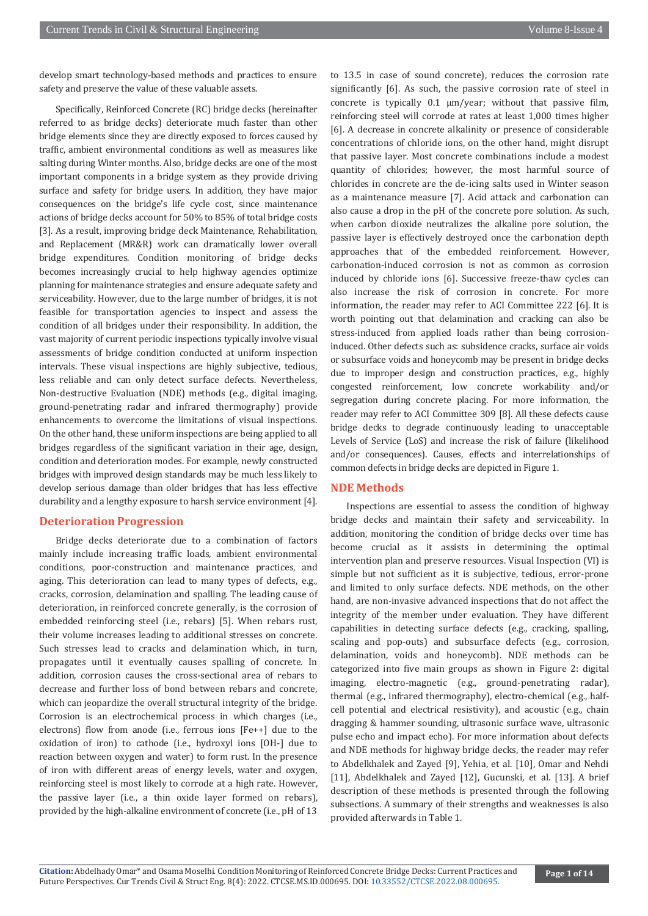develop smart technology-based methods and practices to ensure safety and preserve the value of these valuable assets.

Specifically, Reinforced Concrete (RC) bridge decks (hereinafter referred to as bridge decks) deteriorate much faster than other bridge elements since they are directly exposed to forces caused by traffic, ambient environmental conditions as well as measures like salting during Winter months. Also, bridge decks are one of the most important components in a bridge system as they provide driving surface and safety for bridge users. In addition, they have major consequences on the bridge's life cycle cost, since maintenance actions of bridge decks account for 50% to 85% of total bridge costs [3]. As a result, improving bridge deck Maintenance, Rehabilitation, and Replacement (MR&R) work can dramatically lower overall bridge expenditures. Condition monitoring of bridge decks becomes increasingly crucial to help highway agencies optimize planning for maintenance strategies and ensure adequate safety and serviceability. However, due to the large number of bridges, it is not feasible for transportation agencies to inspect and assess the condition of all bridges under their responsibility. In addition, the vast majority of current periodic inspections typically involve visual assessments of bridge condition conducted at uniform inspection intervals. These visual inspections are highly subjective, tedious, less reliable and can only detect surface defects. Nevertheless, Non-destructive Evaluation (NDE) methods (e.g., digital imaging, ground-penetrating radar and infrared thermography) provide enhancements to overcome the limitations of visual inspections. On the other hand, these uniform inspections are being applied to all bridges regardless of the significant variation in their age, design, condition and deterioration modes. For example, newly constructed bridges with improved design standards may be much less likely to develop serious damage than older bridges that has less effective durability and a lengthy exposure to harsh service environment [4].

## Deterioration Progression

Bridge decks deteriorate due to a combination of factors mainly include increasing traffic loads, ambient environmental conditions, poor-construction and maintenance practices, and aging. This deterioration can lead to many types of defects, e.g., cracks, corrosion, delamination and spalling. The leading cause of deterioration, in reinforced concrete generally, is the corrosion of embedded reinforcing steel (i.e., rebars) [5]. When rebars rust, their volume increases leading to additional stresses on concrete. Such stresses lead to cracks and delamination which, in turn, propagates until it eventually causes spalling of concrete. In addition, corrosion causes the cross-sectional area of rebars to decrease and further loss of bond between rebars and concrete, which can jeopardize the overall structural integrity of the bridge. Corrosion is an electrochemical process in which charges (i.e., electrons) flow from anode (i.e., ferrous ions [$Fe^{++}$] due to the oxidation of iron) to cathode (i.e., hydroxyl ions [$OH^-$] due to reaction between oxygen and water) to form rust. In the presence of iron with different areas of energy levels, water and oxygen, reinforcing steel is most likely to corrode at a high rate. However, the passive layer (i.e., a thin oxide layer formed on rebars), provided by the high-alkaline environment of concrete (i.e., pH of 13 to 13.5 in case of sound concrete), reduces the corrosion rate significantly [6]. As such, the passive corrosion rate of steel in concrete is typically 0.1 µm/year; without that passive film, reinforcing steel will corrode at rates at least 1,000 times higher [6]. A decrease in concrete alkalinity or presence of considerable concentrations of chloride ions, on the other hand, might disrupt that passive layer. Most concrete combinations include a modest quantity of chlorides; however, the most harmful source of chlorides in concrete are the de-icing salts used in Winter season as a maintenance measure [7]. Acid attack and carbonation can also cause a drop in the pH of the concrete pore solution. As such, when carbon dioxide neutralizes the alkaline pore solution, the passive layer is effectively destroyed once the carbonation depth approaches that of the embedded reinforcement. However, carbonation-induced corrosion is not as common as corrosion induced by chloride ions [6]. Successive freeze-thaw cycles can also increase the risk of corrosion in concrete. For more information, the reader may refer to ACI Committee 222 [6]. It is worth pointing out that delamination and cracking can also be stress-induced from applied loads rather than being corrosion-induced. Other defects such as: subsidence cracks, surface air voids or subsurface voids and honeycomb may be present in bridge decks due to improper design and construction practices, e.g., highly congested reinforcement, low concrete workability and/or segregation during concrete placing. For more information, the reader may refer to ACI Committee 309 [8]. All these defects cause bridge decks to degrade continuously leading to unacceptable Levels of Service (LoS) and increase the risk of failure (likelihood and/or consequences). Causes, effects and interrelationships of common defects in bridge decks are depicted in Figure 1.

## NDE Methods

Inspections are essential to assess the condition of highway bridge decks and maintain their safety and serviceability. In addition, monitoring the condition of bridge decks over time has become crucial as it assists in determining the optimal intervention plan and preserve resources. Visual Inspection (VI) is simple but not sufficient as it is subjective, tedious, error-prone and limited to only surface defects. NDE methods, on the other hand, are non-invasive advanced inspections that do not affect the integrity of the member under evaluation. They have different capabilities in detecting surface defects (e.g., cracking, spalling, scaling and pop-outs) and subsurface defects (e.g., corrosion, delamination, voids and honeycomb). NDE methods can be categorized into five main groups as shown in Figure 2: digital imaging, electro-magnetic (e.g., ground-penetrating radar), thermal (e.g., infrared thermography), electro-chemical (e.g., half-cell potential and electrical resistivity), and acoustic (e.g., chain dragging & hammer sounding, ultrasonic surface wave, ultrasonic pulse echo and impact echo). For more information about defects and NDE methods for highway bridge decks, the reader may refer to Abdelkhalek and Zayed [9], Yehia, et al. [10], Omar and Nehdi [11], Abdelkhalek and Zayed [12], Gucunski, et al. [13]. A brief description of these methods is presented through the following subsections. A summary of their strengths and weaknesses is also provided afterwards in Table 1.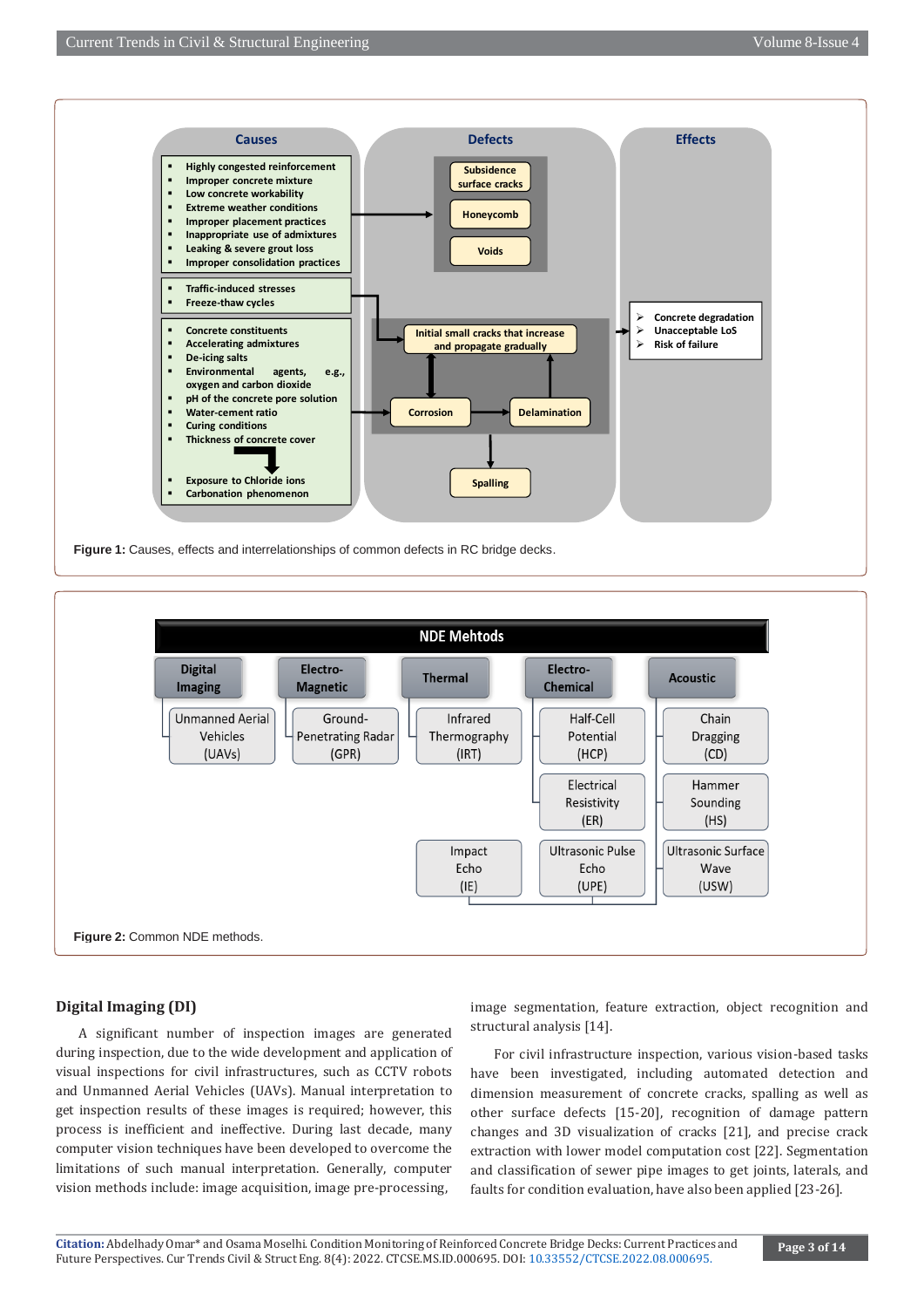Figure 1: Causes, effects and interrelationships of common defects in RC bridge decks.

Figure 2: Common NDE methods.

## Digital Imaging (DI)

A significant number of inspection images are generated during inspection, due to the wide development and application of visual inspections for civil infrastructures, such as CCTV robots and Unmanned Aerial Vehicles (UAVs). Manual interpretation to get inspection results of these images is required; however, this process is inefficient and ineffective. During last decade, many computer vision techniques have been developed to overcome the limitations of such manual interpretation. Generally, computer vision methods include: image acquisition, image pre-processing, image segmentation, feature extraction, object recognition and structural analysis [14].

For civil infrastructure inspection, various vision-based tasks have been investigated, including automated detection and dimension measurement of concrete cracks, spalling as well as other surface defects [15-20], recognition of damage pattern changes and 3D visualization of cracks [21], and precise crack extraction with lower model computation cost [22]. Segmentation and classification of sewer pipe images to get joints, laterals, and faults for condition evaluation, have also been applied [23-26].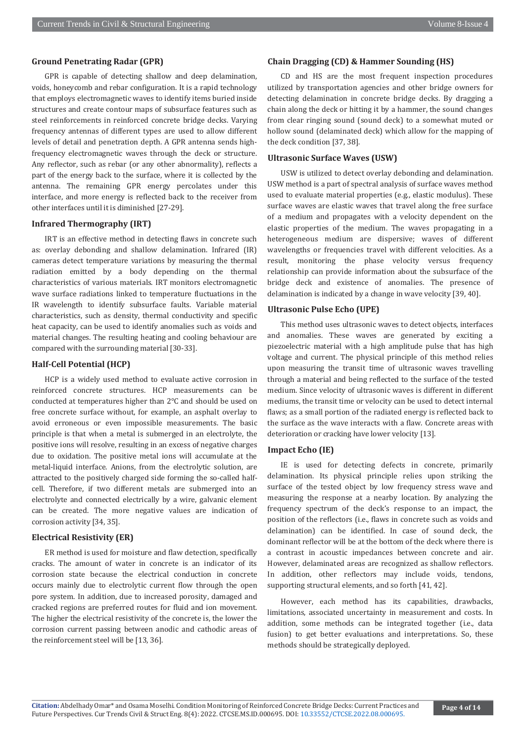### Ground Penetrating Radar (GPR)

GPR is capable of detecting shallow and deep delamination, voids, honeycomb and rebar configuration. It is a rapid technology that employs electromagnetic waves to identify items buried inside structures and create contour maps of subsurface features such as steel reinforcements in reinforced concrete bridge decks. Varying frequency antennas of different types are used to allow different levels of detail and penetration depth. A GPR antenna sends high-frequency electromagnetic waves through the deck or structure. Any reflector, such as rebar (or any other abnormality), reflects a part of the energy back to the surface, where it is collected by the antenna. The remaining GPR energy percolates under this interface, and more energy is reflected back to the receiver from other interfaces until it is diminished [27-29].

### Infrared Thermography (IRT)

IRT is an effective method in detecting flaws in concrete such as: overlay debonding and shallow delamination. Infrared (IR) cameras detect temperature variations by measuring the thermal radiation emitted by a body depending on the thermal characteristics of various materials. IRT monitors electromagnetic wave surface radiations linked to temperature fluctuations in the IR wavelength to identify subsurface faults. Variable material characteristics, such as density, thermal conductivity and specific heat capacity, can be used to identify anomalies such as voids and material changes. The resulting heating and cooling behaviour are compared with the surrounding material [30-33].

### Half-Cell Potential (HCP)

HCP is a widely used method to evaluate active corrosion in reinforced concrete structures. HCP measurements can be conducted at temperatures higher than 2°C and should be used on free concrete surface without, for example, an asphalt overlay to avoid erroneous or even impossible measurements. The basic principle is that when a metal is submerged in an electrolyte, the positive ions will resolve, resulting in an excess of negative charges due to oxidation. The positive metal ions will accumulate at the metal-liquid interface. Anions, from the electrolytic solution, are attracted to the positively charged side forming the so-called half-cell. Therefore, if two different metals are submerged into an electrolyte and connected electrically by a wire, galvanic element can be created. The more negative values are indication of corrosion activity [34, 35].

### Electrical Resistivity (ER)

ER method is used for moisture and flaw detection, specifically cracks. The amount of water in concrete is an indicator of its corrosion state because the electrical conduction in concrete occurs mainly due to electrolytic current flow through the open pore system. In addition, due to increased porosity, damaged and cracked regions are preferred routes for fluid and ion movement. The higher the electrical resistivity of the concrete is, the lower the corrosion current passing between anodic and cathodic areas of the reinforcement steel will be [13, 36].

### Chain Dragging (CD) & Hammer Sounding (HS)

CD and HS are the most frequent inspection procedures utilized by transportation agencies and other bridge owners for detecting delamination in concrete bridge decks. By dragging a chain along the deck or hitting it by a hammer, the sound changes from clear ringing sound (sound deck) to a somewhat muted or hollow sound (delaminated deck) which allow for the mapping of the deck condition [37, 38].

### Ultrasonic Surface Waves (USW)

USW is utilized to detect overlay debonding and delamination. USW method is a part of spectral analysis of surface waves method used to evaluate material properties (e.g., elastic modulus). These surface waves are elastic waves that travel along the free surface of a medium and propagates with a velocity dependent on the elastic properties of the medium. The waves propagating in a heterogeneous medium are dispersive; waves of different wavelengths or frequencies travel with different velocities. As a result, monitoring the phase velocity versus frequency relationship can provide information about the subsurface of the bridge deck and existence of anomalies. The presence of delamination is indicated by a change in wave velocity [39, 40].

### Ultrasonic Pulse Echo (UPE)

This method uses ultrasonic waves to detect objects, interfaces and anomalies. These waves are generated by exciting a piezoelectric material with a high amplitude pulse that has high voltage and current. The physical principle of this method relies upon measuring the transit time of ultrasonic waves travelling through a material and being reflected to the surface of the tested medium. Since velocity of ultrasonic waves is different in different mediums, the transit time or velocity can be used to detect internal flaws; as a small portion of the radiated energy is reflected back to the surface as the wave interacts with a flaw. Concrete areas with deterioration or cracking have lower velocity [13].

### Impact Echo (IE)

IE is used for detecting defects in concrete, primarily delamination. Its physical principle relies upon striking the surface of the tested object by low frequency stress wave and measuring the response at a nearby location. By analyzing the frequency spectrum of the deck's response to an impact, the position of the reflectors (i.e., flaws in concrete such as voids and delamination) can be identified. In case of sound deck, the dominant reflector will be at the bottom of the deck where there is a contrast in acoustic impedances between concrete and air. However, delaminated areas are recognized as shallow reflectors. In addition, other reflectors may include voids, tendons, supporting structural elements, and so forth [41, 42].

However, each method has its capabilities, drawbacks, limitations, associated uncertainty in measurement and costs. In addition, some methods can be integrated together (i.e., data fusion) to get better evaluations and interpretations. So, these methods should be strategically deployed.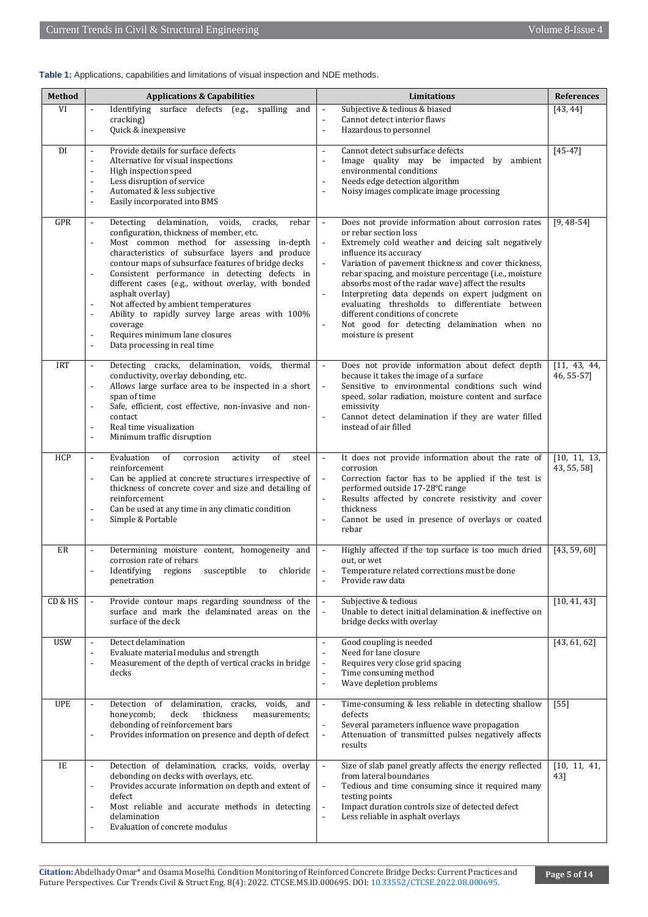**Table 1:** Applications, capabilities and limitations of visual inspection and NDE methods.

| Method | Applications & Capabilities | Limitations | References |
|---|---|---|---|
| VI | - Identifying surface defects (e.g., spalling and cracking)<br>- Quick & inexpensive | - Subjective & tedious & biased<br>- Cannot detect interior flaws<br>- Hazardous to personnel | [43, 44] |
| DI | - Provide details for surface defects<br>- Alternative for visual inspections<br>- High inspection speed<br>- Less disruption of service<br>- Automated & less subjective<br>- Easily incorporated into BMS | - Cannot detect subsurface defects<br>- Image quality may be impacted by ambient environmental conditions<br>- Needs edge detection algorithm<br>- Noisy images complicate image processing | [45-47] |
| GPR | - Detecting delamination, voids, cracks, rebar configuration, thickness of member, etc.<br>- Most common method for assessing in-depth characteristics of subsurface layers and produce contour maps of subsurface features of bridge decks<br>- Consistent performance in detecting defects in different cases (e.g., without overlay, with bonded asphalt overlay)<br>- Not affected by ambient temperatures<br>- Ability to rapidly survey large areas with 100% coverage<br>- Requires minimum lane closures<br>- Data processing in real time | - Does not provide information about corrosion rates or rebar section loss<br>- Extremely cold weather and deicing salt negatively influence its accuracy<br>- Variation of pavement thickness and cover thickness, rebar spacing, and moisture percentage (i.e., moisture absorbs most of the radar wave) affect the results<br>- Interpreting data depends on expert judgment on evaluating thresholds to differentiate between different conditions of concrete<br>- Not good for detecting delamination when no moisture is present | [9, 48-54] |
| IRT | - Detecting cracks, delamination, voids, thermal conductivity, overlay debonding, etc.<br>- Allows large surface area to be inspected in a short span of time<br>- Safe, efficient, cost effective, non-invasive and non-contact<br>- Real time visualization<br>- Minimum traffic disruption | - Does not provide information about defect depth because it takes the image of a surface<br>- Sensitive to environmental conditions such wind speed, solar radiation, moisture content and surface emissivity<br>- Cannot detect delamination if they are water filled instead of air filled | [11, 43, 44, 46, 55-57] |
| HCP | - Evaluation of corrosion activity of steel reinforcement<br>- Can be applied at concrete structures irrespective of thickness of concrete cover and size and detailing of reinforcement<br>- Can be used at any time in any climatic condition<br>- Simple & Portable | - It does not provide information about the rate of corrosion<br>- Correction factor has to be applied if the test is performed outside 17-28°C range<br>- Results affected by concrete resistivity and cover thickness<br>- Cannot be used in presence of overlays or coated rebar | [10, 11, 13, 43, 55, 58] |
| ER | - Determining moisture content, homogeneity and corrosion rate of rebars<br>- Identifying regions susceptible to chloride penetration | - Highly affected if the top surface is too much dried out, or wet<br>- Temperature related corrections must be done<br>- Provide raw data | [43, 59, 60] |
| CD & HS | - Provide contour maps regarding soundness of the surface and mark the delaminated areas on the surface of the deck | - Subjective & tedious<br>- Unable to detect initial delamination & ineffective on bridge decks with overlay | [10, 41, 43] |
| USW | - Detect delamination<br>- Evaluate material modulus and strength<br>- Measurement of the depth of vertical cracks in bridge decks | - Good coupling is needed<br>- Need for lane closure<br>- Requires very close grid spacing<br>- Time consuming method<br>- Wave depletion problems | [43, 61, 62] |
| UPE | - Detection of delamination, cracks, voids, and honeycomb; deck thickness measurements; debonding of reinforcement bars<br>- Provides information on presence and depth of defect | - Time-consuming & less reliable in detecting shallow defects<br>- Several parameters influence wave propagation<br>- Attenuation of transmitted pulses negatively affects results | [55] |
| IE | - Detection of delamination, cracks, voids, overlay debonding on decks with overlays, etc.<br>- Provides accurate information on depth and extent of defect<br>- Most reliable and accurate methods in detecting delamination<br>- Evaluation of concrete modulus | - Size of slab panel greatly affects the energy reflected from lateral boundaries<br>- Tedious and time consuming since it required many testing points<br>- Impact duration controls size of detected defect<br>- Less reliable in asphalt overlays | [10, 11, 41, 43] |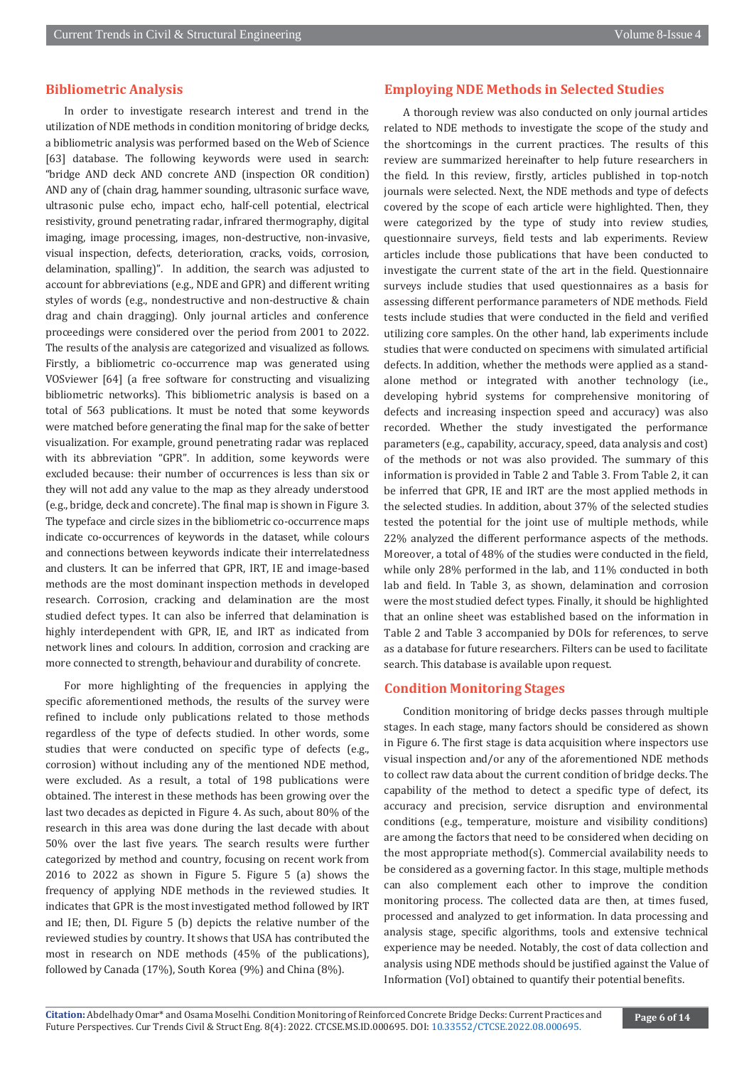## Bibliometric Analysis

In order to investigate research interest and trend in the utilization of NDE methods in condition monitoring of bridge decks, a bibliometric analysis was performed based on the Web of Science [63] database. The following keywords were used in search: "bridge AND deck AND concrete AND (inspection OR condition) AND any of (chain drag, hammer sounding, ultrasonic surface wave, ultrasonic pulse echo, impact echo, half-cell potential, electrical resistivity, ground penetrating radar, infrared thermography, digital imaging, image processing, images, non-destructive, non-invasive, visual inspection, defects, deterioration, cracks, voids, corrosion, delamination, spalling)". In addition, the search was adjusted to account for abbreviations (e.g., NDE and GPR) and different writing styles of words (e.g., nondestructive and non-destructive & chain drag and chain dragging). Only journal articles and conference proceedings were considered over the period from 2001 to 2022. The results of the analysis are categorized and visualized as follows. Firstly, a bibliometric co-occurrence map was generated using VOSviewer [64] (a free software for constructing and visualizing bibliometric networks). This bibliometric analysis is based on a total of 563 publications. It must be noted that some keywords were matched before generating the final map for the sake of better visualization. For example, ground penetrating radar was replaced with its abbreviation "GPR". In addition, some keywords were excluded because: their number of occurrences is less than six or they will not add any value to the map as they already understood (e.g., bridge, deck and concrete). The final map is shown in Figure 3. The typeface and circle sizes in the bibliometric co-occurrence maps indicate co-occurrences of keywords in the dataset, while colours and connections between keywords indicate their interrelatedness and clusters. It can be inferred that GPR, IRT, IE and image-based methods are the most dominant inspection methods in developed research. Corrosion, cracking and delamination are the most studied defect types. It can also be inferred that delamination is highly interdependent with GPR, IE, and IRT as indicated from network lines and colours. In addition, corrosion and cracking are more connected to strength, behaviour and durability of concrete.

For more highlighting of the frequencies in applying the specific aforementioned methods, the results of the survey were refined to include only publications related to those methods regardless of the type of defects studied. In other words, some studies that were conducted on specific type of defects (e.g., corrosion) without including any of the mentioned NDE method, were excluded. As a result, a total of 198 publications were obtained. The interest in these methods has been growing over the last two decades as depicted in Figure 4. As such, about 80% of the research in this area was done during the last decade with about 50% over the last five years. The search results were further categorized by method and country, focusing on recent work from 2016 to 2022 as shown in Figure 5. Figure 5 (a) shows the frequency of applying NDE methods in the reviewed studies. It indicates that GPR is the most investigated method followed by IRT and IE; then, DI. Figure 5 (b) depicts the relative number of the reviewed studies by country. It shows that USA has contributed the most in research on NDE methods (45% of the publications), followed by Canada (17%), South Korea (9%) and China (8%).

## Employing NDE Methods in Selected Studies

A thorough review was also conducted on only journal articles related to NDE methods to investigate the scope of the study and the shortcomings in the current practices. The results of this review are summarized hereinafter to help future researchers in the field. In this review, firstly, articles published in top-notch journals were selected. Next, the NDE methods and type of defects covered by the scope of each article were highlighted. Then, they were categorized by the type of study into review studies, questionnaire surveys, field tests and lab experiments. Review articles include those publications that have been conducted to investigate the current state of the art in the field. Questionnaire surveys include studies that used questionnaires as a basis for assessing different performance parameters of NDE methods. Field tests include studies that were conducted in the field and verified utilizing core samples. On the other hand, lab experiments include studies that were conducted on specimens with simulated artificial defects. In addition, whether the methods were applied as a stand-alone method or integrated with another technology (i.e., developing hybrid systems for comprehensive monitoring of defects and increasing inspection speed and accuracy) was also recorded. Whether the study investigated the performance parameters (e.g., capability, accuracy, speed, data analysis and cost) of the methods or not was also provided. The summary of this information is provided in Table 2 and Table 3. From Table 2, it can be inferred that GPR, IE and IRT are the most applied methods in the selected studies. In addition, about 37% of the selected studies tested the potential for the joint use of multiple methods, while 22% analyzed the different performance aspects of the methods. Moreover, a total of 48% of the studies were conducted in the field, while only 28% performed in the lab, and 11% conducted in both lab and field. In Table 3, as shown, delamination and corrosion were the most studied defect types. Finally, it should be highlighted that an online sheet was established based on the information in Table 2 and Table 3 accompanied by DOIs for references, to serve as a database for future researchers. Filters can be used to facilitate search. This database is available upon request.

## Condition Monitoring Stages

Condition monitoring of bridge decks passes through multiple stages. In each stage, many factors should be considered as shown in Figure 6. The first stage is data acquisition where inspectors use visual inspection and/or any of the aforementioned NDE methods to collect raw data about the current condition of bridge decks. The capability of the method to detect a specific type of defect, its accuracy and precision, service disruption and environmental conditions (e.g., temperature, moisture and visibility conditions) are among the factors that need to be considered when deciding on the most appropriate method(s). Commercial availability needs to be considered as a governing factor. In this stage, multiple methods can also complement each other to improve the condition monitoring process. The collected data are then, at times fused, processed and analyzed to get information. In data processing and analysis stage, specific algorithms, tools and extensive technical experience may be needed. Notably, the cost of data collection and analysis using NDE methods should be justified against the Value of Information (VoI) obtained to quantify their potential benefits.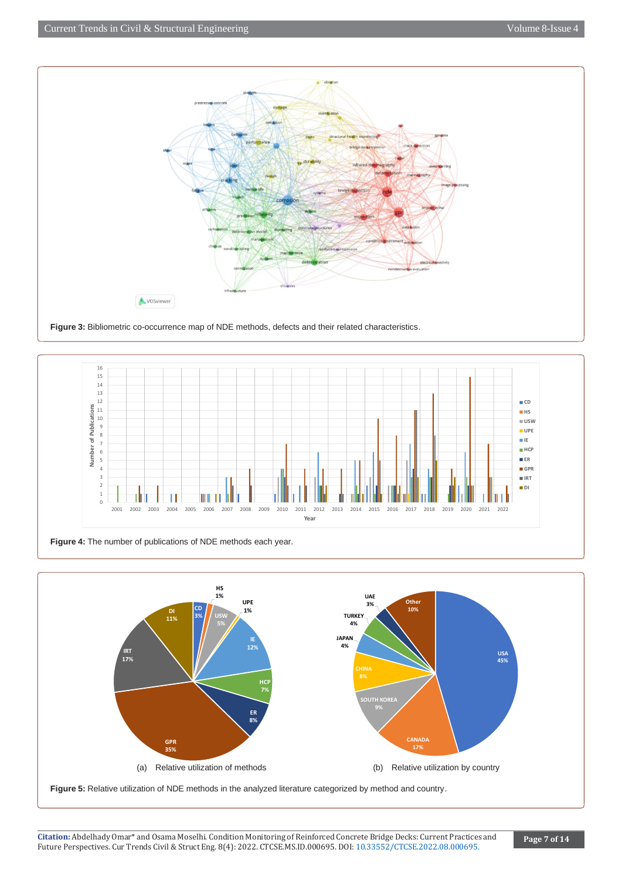Figure 3: Bibliometric co-occurrence map of NDE methods, defects and their related characteristics.

Figure 4: The number of publications of NDE methods each year.

(a) Relative utilization of methods

(b) Relative utilization by country

Figure 5: Relative utilization of NDE methods in the analyzed literature categorized by method and country.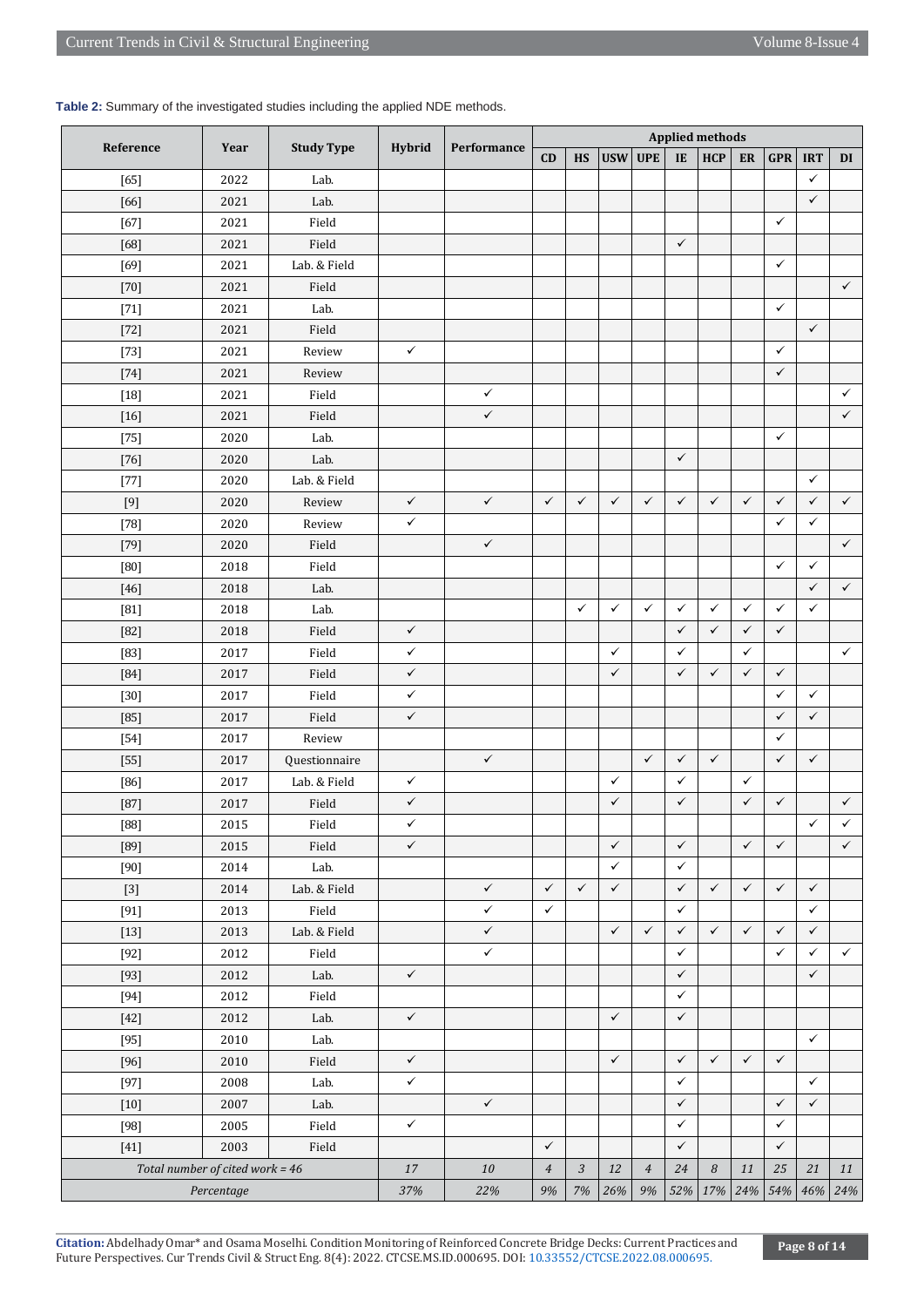**Table 2:** Summary of the investigated studies including the applied NDE methods.

| Reference | Year | Study Type | Hybrid | Performance | Applied methods | | | | | | | | | |
|---|---|---|---|---|---|---|---|---|---|---|---|---|---|---|
| | | | | | CD | HS | USW | UPE | IE | HCP | ER | GPR | IRT | DI |
| [65] | 2022 | Lab. | | | | | | | | | | | ✓ | |
| [66] | 2021 | Lab. | | | | | | | | | | | ✓ | |
| [67] | 2021 | Field | | | | | | | | | | ✓ | | |
| [68] | 2021 | Field | | | | | | | ✓ | | | | | |
| [69] | 2021 | Lab. & Field | | | | | | | | | | ✓ | | |
| [70] | 2021 | Field | | | | | | | | | | | | ✓ |
| [71] | 2021 | Lab. | | | | | | | | | | ✓ | | |
| [72] | 2021 | Field | | | | | | | | | | | ✓ | |
| [73] | 2021 | Review | ✓ | | | | | | | | | ✓ | | |
| [74] | 2021 | Review | | | | | | | | | | ✓ | | |
| [18] | 2021 | Field | | ✓ | | | | | | | | | | ✓ |
| [16] | 2021 | Field | | ✓ | | | | | | | | | | ✓ |
| [75] | 2020 | Lab. | | | | | | | | | | ✓ | | |
| [76] | 2020 | Lab. | | | | | | | ✓ | | | | | |
| [77] | 2020 | Lab. & Field | | | | | | | | | | | ✓ | |
| [9] | 2020 | Review | ✓ | ✓ | ✓ | ✓ | ✓ | ✓ | ✓ | ✓ | ✓ | ✓ | ✓ | ✓ |
| [78] | 2020 | Review | ✓ | | | | | | | | | ✓ | ✓ | |
| [79] | 2020 | Field | | ✓ | | | | | | | | | | ✓ |
| [80] | 2018 | Field | | | | | | | | | | ✓ | ✓ | |
| [46] | 2018 | Lab. | | | | | | | | | | | ✓ | ✓ |
| [81] | 2018 | Lab. | | | | ✓ | ✓ | ✓ | ✓ | ✓ | ✓ | ✓ | ✓ | |
| [82] | 2018 | Field | ✓ | | | | | | ✓ | ✓ | ✓ | ✓ | | |
| [83] | 2017 | Field | ✓ | | | | ✓ | | ✓ | | ✓ | | | ✓ |
| [84] | 2017 | Field | ✓ | | | | ✓ | | ✓ | ✓ | ✓ | ✓ | | |
| [30] | 2017 | Field | ✓ | | | | | | | | | ✓ | ✓ | |
| [85] | 2017 | Field | ✓ | | | | | | | | | ✓ | ✓ | |
| [54] | 2017 | Review | | | | | | | | | | ✓ | | |
| [55] | 2017 | Questionnaire | | ✓ | | | | ✓ | ✓ | ✓ | | ✓ | ✓ | |
| [86] | 2017 | Lab. & Field | ✓ | | | | ✓ | | ✓ | | ✓ | | | |
| [87] | 2017 | Field | ✓ | | | | ✓ | | ✓ | | ✓ | ✓ | | ✓ |
| [88] | 2015 | Field | ✓ | | | | | | | | | | ✓ | ✓ |
| [89] | 2015 | Field | ✓ | | | | ✓ | | ✓ | | ✓ | ✓ | | ✓ |
| [90] | 2014 | Lab. | | | | | ✓ | | ✓ | | | | | |
| [3] | 2014 | Lab. & Field | | ✓ | ✓ | ✓ | ✓ | | ✓ | ✓ | ✓ | ✓ | ✓ | |
| [91] | 2013 | Field | | ✓ | ✓ | | | | ✓ | | | | ✓ | |
| [13] | 2013 | Lab. & Field | | ✓ | | | ✓ | ✓ | ✓ | ✓ | ✓ | ✓ | ✓ | |
| [92] | 2012 | Field | | ✓ | | | | | ✓ | | | ✓ | ✓ | ✓ |
| [93] | 2012 | Lab. | ✓ | | | | | | ✓ | | | | ✓ | |
| [94] | 2012 | Field | | | | | | | ✓ | | | | | |
| [42] | 2012 | Lab. | ✓ | | | | ✓ | | ✓ | | | | | |
| [95] | 2010 | Lab. | | | | | | | | | | | ✓ | |
| [96] | 2010 | Field | ✓ | | | | ✓ | | ✓ | ✓ | ✓ | ✓ | | |
| [97] | 2008 | Lab. | ✓ | | | | | | ✓ | | | | ✓ | |
| [10] | 2007 | Lab. | | ✓ | | | | | ✓ | | | ✓ | ✓ | |
| [98] | 2005 | Field | ✓ | | | | | | ✓ | | | ✓ | | |
| [41] | 2003 | Field | | | ✓ | | | | ✓ | | | ✓ | | |
| *Total number of cited work = 46* | | | *17* | *10* | *4* | *3* | *12* | *4* | *24* | *8* | *11* | *25* | *21* | *11* |
| *Percentage* | | | *37%* | *22%* | *9%* | *7%* | *26%* | *9%* | *52%* | *17%* | *24%* | *54%* | *46%* | *24%* |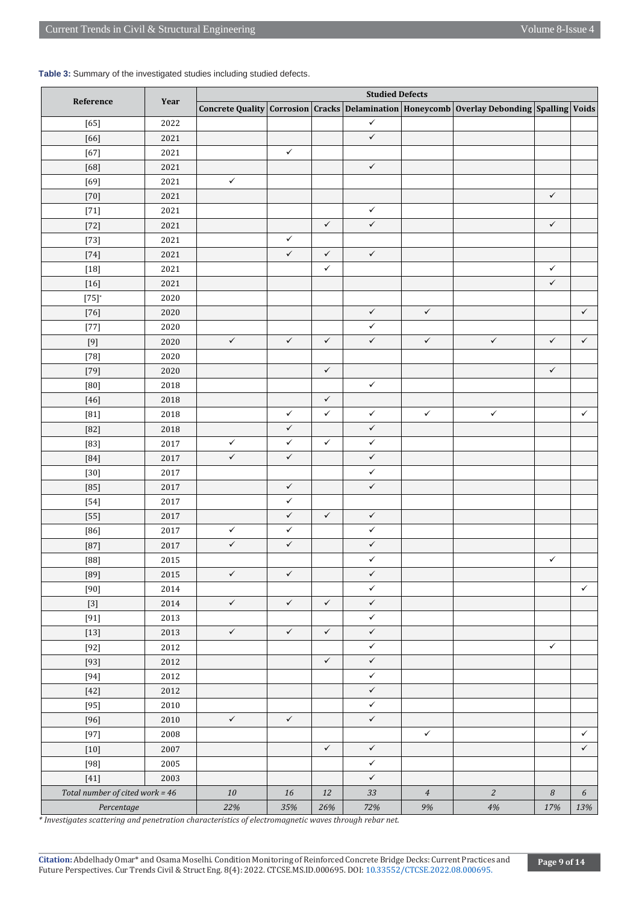**Table 3:** Summary of the investigated studies including studied defects.

| Reference | Year | Studied Defects | | | | | | | |
|---|---|---|---|---|---|---|---|---|---|
| | | Concrete Quality | Corrosion | Cracks | Delamination | Honeycomb | Overlay Debonding | Spalling | Voids |
| [65] | 2022 | | | | ✓ | | | | |
| [66] | 2021 | | | | ✓ | | | | |
| [67] | 2021 | | ✓ | | | | | | |
| [68] | 2021 | | | | ✓ | | | | |
| [69] | 2021 | ✓ | | | | | | | |
| [70] | 2021 | | | | | | | ✓ | |
| [71] | 2021 | | | | ✓ | | | | |
| [72] | 2021 | | | ✓ | ✓ | | | ✓ | |
| [73] | 2021 | | ✓ | | | | | | |
| [74] | 2021 | | ✓ | ✓ | ✓ | | | | |
| [18] | 2021 | | | ✓ | | | | ✓ | |
| [16] | 2021 | | | | | | | ✓ | |
| [75]* | 2020 | | | | | | | | |
| [76] | 2020 | | | | ✓ | ✓ | | | ✓ |
| [77] | 2020 | | | | ✓ | | | | |
| [9] | 2020 | ✓ | ✓ | ✓ | ✓ | ✓ | ✓ | ✓ | ✓ |
| [78] | 2020 | | | | | | | | |
| [79] | 2020 | | | ✓ | | | | ✓ | |
| [80] | 2018 | | | | ✓ | | | | |
| [46] | 2018 | | | ✓ | | | | | |
| [81] | 2018 | | ✓ | ✓ | ✓ | ✓ | ✓ | | ✓ |
| [82] | 2018 | | ✓ | | ✓ | | | | |
| [83] | 2017 | ✓ | ✓ | ✓ | ✓ | | | | |
| [84] | 2017 | ✓ | ✓ | | ✓ | | | | |
| [30] | 2017 | | | | ✓ | | | | |
| [85] | 2017 | | ✓ | | ✓ | | | | |
| [54] | 2017 | | ✓ | | | | | | |
| [55] | 2017 | | ✓ | ✓ | ✓ | | | | |
| [86] | 2017 | ✓ | ✓ | | ✓ | | | | |
| [87] | 2017 | ✓ | ✓ | | ✓ | | | | |
| [88] | 2015 | | | | ✓ | | | ✓ | |
| [89] | 2015 | ✓ | ✓ | | ✓ | | | | |
| [90] | 2014 | | | | ✓ | | | | ✓ |
| [3] | 2014 | ✓ | ✓ | ✓ | ✓ | | | | |
| [91] | 2013 | | | | ✓ | | | | |
| [13] | 2013 | ✓ | ✓ | ✓ | ✓ | | | | |
| [92] | 2012 | | | | ✓ | | | ✓ | |
| [93] | 2012 | | | ✓ | ✓ | | | | |
| [94] | 2012 | | | | ✓ | | | | |
| [42] | 2012 | | | | ✓ | | | | |
| [95] | 2010 | | | | ✓ | | | | |
| [96] | 2010 | ✓ | ✓ | | ✓ | | | | |
| [97] | 2008 | | | | | ✓ | | | ✓ |
| [10] | 2007 | | | ✓ | ✓ | | | | ✓ |
| [98] | 2005 | | | | ✓ | | | | |
| [41] | 2003 | | | | ✓ | | | | |
| *Total number of cited work = 46* | | *10* | *16* | *12* | *33* | *4* | *2* | *8* | *6* |
| *Percentage* | | *22%* | *35%* | *26%* | *72%* | *9%* | *4%* | *17%* | *13%* |

*\* Investigates scattering and penetration characteristics of electromagnetic waves through rebar net.*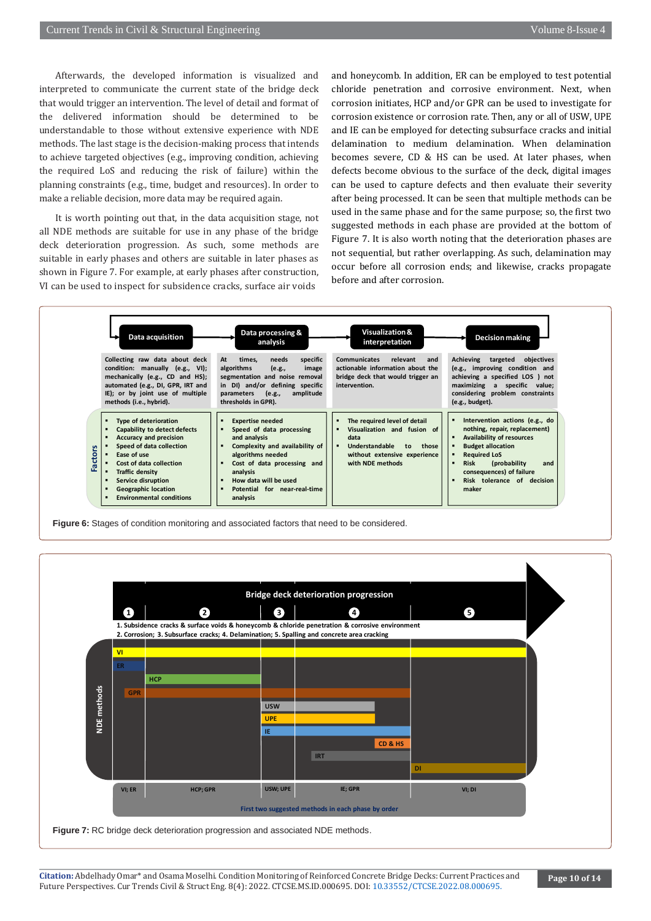Afterwards, the developed information is visualized and interpreted to communicate the current state of the bridge deck that would trigger an intervention. The level of detail and format of the delivered information should be determined to be understandable to those without extensive experience with NDE methods. The last stage is the decision-making process that intends to achieve targeted objectives (e.g., improving condition, achieving the required LoS and reducing the risk of failure) within the planning constraints (e.g., time, budget and resources). In order to make a reliable decision, more data may be required again.

It is worth pointing out that, in the data acquisition stage, not all NDE methods are suitable for use in any phase of the bridge deck deterioration progression. As such, some methods are suitable in early phases and others are suitable in later phases as shown in Figure 7. For example, at early phases after construction, VI can be used to inspect for subsidence cracks, surface air voids and honeycomb. In addition, ER can be employed to test potential chloride penetration and corrosive environment. Next, when corrosion initiates, HCP and/or GPR can be used to investigate for corrosion existence or corrosion rate. Then, any or all of USW, UPE and IE can be employed for detecting subsurface cracks and initial delamination to medium delamination. When delamination becomes severe, CD & HS can be used. At later phases, when defects become obvious to the surface of the deck, digital images can be used to capture defects and then evaluate their severity after being processed. It can be seen that multiple methods can be used in the same phase and for the same purpose; so, the first two suggested methods in each phase are provided at the bottom of Figure 7. It is also worth noting that the deterioration phases are not sequential, but rather overlapping. As such, delamination may occur before all corrosion ends; and likewise, cracks propagate before and after corrosion.

| | Data acquisition | Data processing & analysis | Visualization & interpretation | Decision making |
|---|---|---|---|---|
| | Collecting raw data about deck condition: manually (e.g., VI); mechanically (e.g., CD and HS); automated (e.g., DI, GPR, IRT and IE); or by joint use of multiple methods (i.e., hybrid). | At times, needs specific algorithms (e.g., image segmentation and noise removal in DI) and/or defining specific parameters (e.g., amplitude thresholds in GPR). | Communicates relevant and actionable information about the bridge deck that would trigger an intervention. | Achieving targeted objectives (e.g., improving condition and achieving a specified LOS ) not maximizing a specific value; considering problem constraints (e.g., budget). |
| Factors | Type of deterioration; Capability to detect defects; Accuracy and precision; Speed of data collection; Ease of use; Cost of data collection; Traffic density; Service disruption; Geographic location; Environmental conditions | Expertise needed; Speed of data processing and analysis; Complexity and availability of algorithms needed; Cost of data processing and analysis; How data will be used; Potential for near-real-time analysis | The required level of detail; Visualization and fusion of data; Understandable to those without extensive experience with NDE methods | Intervention actions (e.g., do nothing, repair, replacement); Availability of resources; Budget allocation; Required LoS; Risk (probability and consequences) of failure; Risk tolerance of decision maker |

**Figure 6:** Stages of condition monitoring and associated factors that need to be considered.

**Bridge deck deterioration progression**

1. Subsidence cracks & surface voids & honeycomb & chloride penetration & corrosive environment
2. Corrosion; 3. Subsurface cracks; 4. Delamination; 5. Spalling and concrete area cracking

NDE methods: VI, ER, HCP, GPR, USW, UPE, IE, CD & HS, IRT, DI

| Phase | 1 | 2 | 3 | 4 | 5 |
|---|---|---|---|---|---|
| First two suggested methods in each phase by order | VI; ER | HCP; GPR | USW; UPE | IE; GPR | VI; DI |

**Figure 7:** RC bridge deck deterioration progression and associated NDE methods.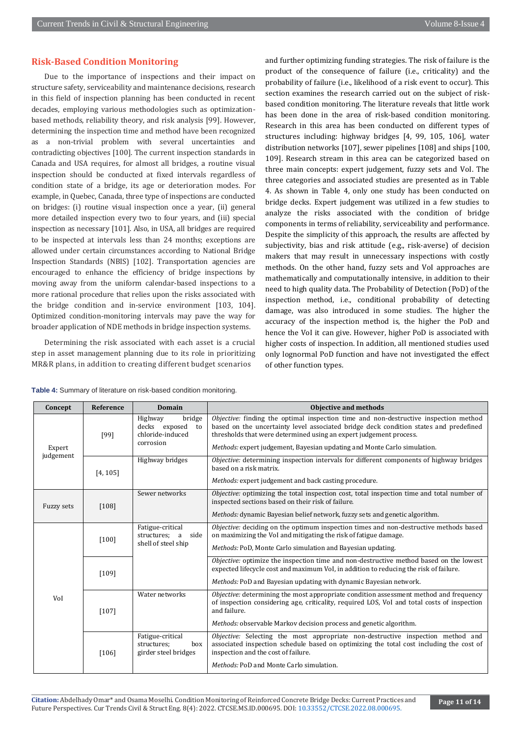## Risk-Based Condition Monitoring

Due to the importance of inspections and their impact on structure safety, serviceability and maintenance decisions, research in this field of inspection planning has been conducted in recent decades, employing various methodologies such as optimization-based methods, reliability theory, and risk analysis [99]. However, determining the inspection time and method have been recognized as a non-trivial problem with several uncertainties and contradicting objectives [100]. The current inspection standards in Canada and USA requires, for almost all bridges, a routine visual inspection should be conducted at fixed intervals regardless of condition state of a bridge, its age or deterioration modes. For example, in Quebec, Canada, three type of inspections are conducted on bridges: (i) routine visual inspection once a year, (ii) general more detailed inspection every two to four years, and (iii) special inspection as necessary [101]. Also, in USA, all bridges are required to be inspected at intervals less than 24 months; exceptions are allowed under certain circumstances according to National Bridge Inspection Standards (NBIS) [102]. Transportation agencies are encouraged to enhance the efficiency of bridge inspections by moving away from the uniform calendar-based inspections to a more rational procedure that relies upon the risks associated with the bridge condition and in-service environment [103, 104]. Optimized condition-monitoring intervals may pave the way for broader application of NDE methods in bridge inspection systems.

Determining the risk associated with each asset is a crucial step in asset management planning due to its role in prioritizing MR&R plans, in addition to creating different budget scenarios and further optimizing funding strategies. The risk of failure is the product of the consequence of failure (i.e., criticality) and the probability of failure (i.e., likelihood of a risk event to occur). This section examines the research carried out on the subject of risk-based condition monitoring. The literature reveals that little work has been done in the area of risk-based condition monitoring. Research in this area has been conducted on different types of structures including: highway bridges [4, 99, 105, 106], water distribution networks [107], sewer pipelines [108] and ships [100, 109]. Research stream in this area can be categorized based on three main concepts: expert judgement, fuzzy sets and VoI. The three categories and associated studies are presented as in Table 4. As shown in Table 4, only one study has been conducted on bridge decks. Expert judgement was utilized in a few studies to analyze the risks associated with the condition of bridge components in terms of reliability, serviceability and performance. Despite the simplicity of this approach, the results are affected by subjectivity, bias and risk attitude (e.g., risk-averse) of decision makers that may result in unnecessary inspections with costly methods. On the other hand, fuzzy sets and VoI approaches are mathematically and computationally intensive, in addition to their need to high quality data. The Probability of Detection (PoD) of the inspection method, i.e., conditional probability of detecting damage, was also introduced in some studies. The higher the accuracy of the inspection method is, the higher the PoD and hence the VoI it can give. However, higher PoD is associated with higher costs of inspection. In addition, all mentioned studies used only lognormal PoD function and have not investigated the effect of other function types.

**Table 4:** Summary of literature on risk-based condition monitoring.

| Concept | Reference | Domain | Objective and methods |
|---|---|---|---|
| Expert judgement | [99] | Highway bridge decks exposed to chloride-induced corrosion | *Objective:* finding the optimal inspection time and non-destructive inspection method based on the uncertainty level associated bridge deck condition states and predefined thresholds that were determined using an expert judgement process. *Methods:* expert judgement, Bayesian updating and Monte Carlo simulation. |
| | [4, 105] | Highway bridges | *Objective:* determining inspection intervals for different components of highway bridges based on a risk matrix. *Methods:* expert judgement and back casting procedure. |
| Fuzzy sets | [108] | Sewer networks | *Objective:* optimizing the total inspection cost, total inspection time and total number of inspected sections based on their risk of failure. *Methods:* dynamic Bayesian belief network, fuzzy sets and genetic algorithm. |
| VoI | [100] | Fatigue-critical structures; a side shell of steel ship | *Objective:* deciding on the optimum inspection times and non-destructive methods based on maximizing the VoI and mitigating the risk of fatigue damage. *Methods:* PoD, Monte Carlo simulation and Bayesian updating. |
| | [109] | | *Objective:* optimize the inspection time and non-destructive method based on the lowest expected lifecycle cost and maximum VoI, in addition to reducing the risk of failure. *Methods:* PoD and Bayesian updating with dynamic Bayesian network. |
| | [107] | Water networks | *Objective:* determining the most appropriate condition assessment method and frequency of inspection considering age, criticality, required LOS, VoI and total costs of inspection and failure. *Methods:* observable Markov decision process and genetic algorithm. |
| | [106] | Fatigue-critical structures; box girder steel bridges | *Objective:* Selecting the most appropriate non-destructive inspection method and associated inspection schedule based on optimizing the total cost including the cost of inspection and the cost of failure. *Methods:* PoD and Monte Carlo simulation. |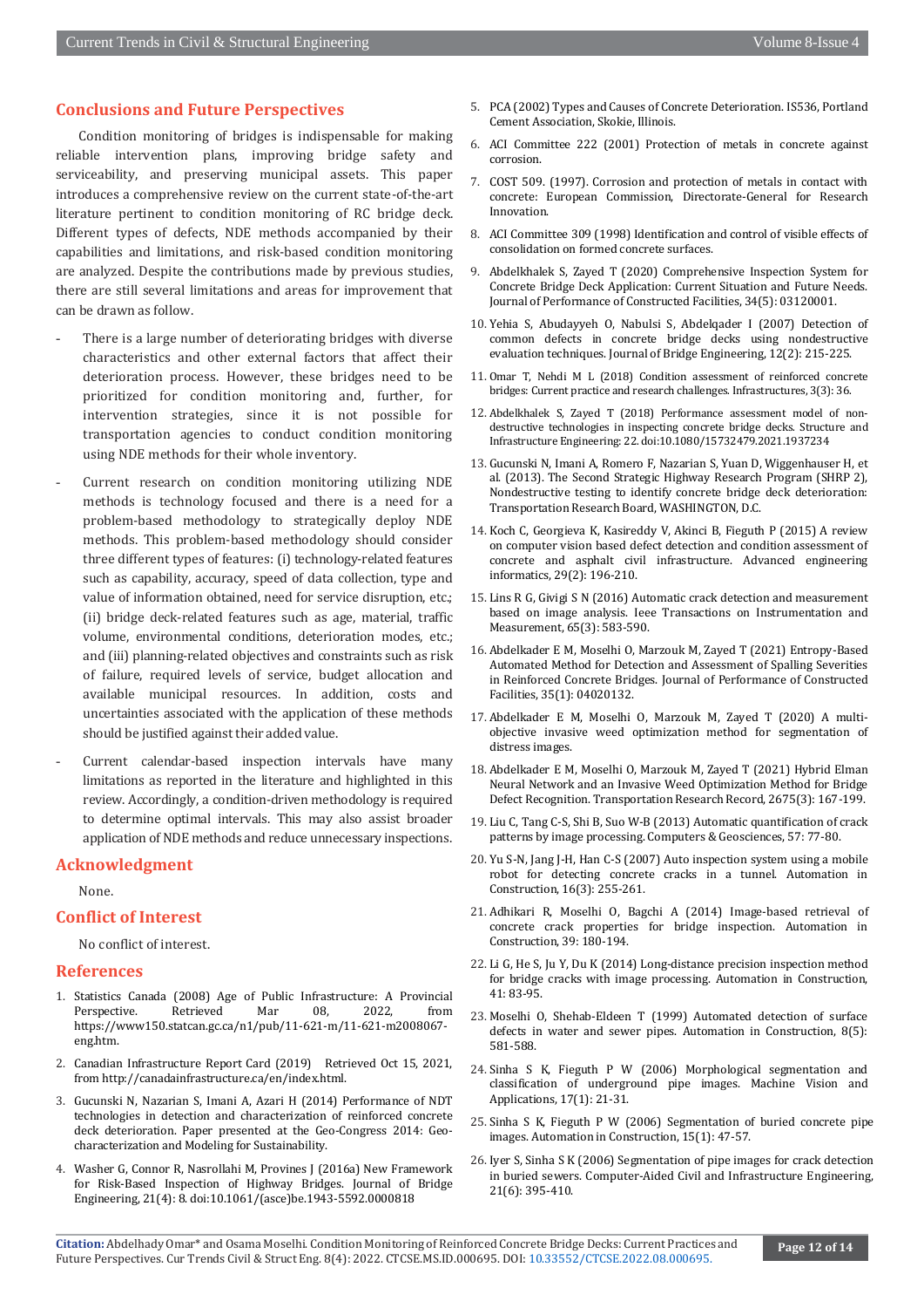## Conclusions and Future Perspectives

Condition monitoring of bridges is indispensable for making reliable intervention plans, improving bridge safety and serviceability, and preserving municipal assets. This paper introduces a comprehensive review on the current state-of-the-art literature pertinent to condition monitoring of RC bridge deck. Different types of defects, NDE methods accompanied by their capabilities and limitations, and risk-based condition monitoring are analyzed. Despite the contributions made by previous studies, there are still several limitations and areas for improvement that can be drawn as follow.

- There is a large number of deteriorating bridges with diverse characteristics and other external factors that affect their deterioration process. However, these bridges need to be prioritized for condition monitoring and, further, for intervention strategies, since it is not possible for transportation agencies to conduct condition monitoring using NDE methods for their whole inventory.
- Current research on condition monitoring utilizing NDE methods is technology focused and there is a need for a problem-based methodology to strategically deploy NDE methods. This problem-based methodology should consider three different types of features: (i) technology-related features such as capability, accuracy, speed of data collection, type and value of information obtained, need for service disruption, etc.; (ii) bridge deck-related features such as age, material, traffic volume, environmental conditions, deterioration modes, etc.; and (iii) planning-related objectives and constraints such as risk of failure, required levels of service, budget allocation and available municipal resources. In addition, costs and uncertainties associated with the application of these methods should be justified against their added value.
- Current calendar-based inspection intervals have many limitations as reported in the literature and highlighted in this review. Accordingly, a condition-driven methodology is required to determine optimal intervals. This may also assist broader application of NDE methods and reduce unnecessary inspections.

## Acknowledgment

None.

## Conflict of Interest

No conflict of interest.

## References

1. Statistics Canada (2008) Age of Public Infrastructure: A Provincial Perspective. Retrieved Mar 08, 2022, from https://www150.statcan.gc.ca/n1/pub/11-621-m/11-621-m2008067-eng.htm.
2. Canadian Infrastructure Report Card (2019) Retrieved Oct 15, 2021, from http://canadainfrastructure.ca/en/index.html.
3. Gucunski N, Nazarian S, Imani A, Azari H (2014) Performance of NDT technologies in detection and characterization of reinforced concrete deck deterioration. Paper presented at the Geo-Congress 2014: Geo-characterization and Modeling for Sustainability.
4. Washer G, Connor R, Nasrollahi M, Provines J (2016a) New Framework for Risk-Based Inspection of Highway Bridges. Journal of Bridge Engineering, 21(4): 8. doi:10.1061/(asce)be.1943-5592.0000818
5. PCA (2002) Types and Causes of Concrete Deterioration. IS536, Portland Cement Association, Skokie, Illinois.
6. ACI Committee 222 (2001) Protection of metals in concrete against corrosion.
7. COST 509. (1997). Corrosion and protection of metals in contact with concrete: European Commission, Directorate-General for Research Innovation.
8. ACI Committee 309 (1998) Identification and control of visible effects of consolidation on formed concrete surfaces.
9. Abdelkhalek S, Zayed T (2020) Comprehensive Inspection System for Concrete Bridge Deck Application: Current Situation and Future Needs. Journal of Performance of Constructed Facilities, 34(5): 03120001.
10. Yehia S, Abudayyeh O, Nabulsi S, Abdelqader I (2007) Detection of common defects in concrete bridge decks using nondestructive evaluation techniques. Journal of Bridge Engineering, 12(2): 215-225.
11. Omar T, Nehdi M L (2018) Condition assessment of reinforced concrete bridges: Current practice and research challenges. Infrastructures, 3(3): 36.
12. Abdelkhalek S, Zayed T (2018) Performance assessment model of non-destructive technologies in inspecting concrete bridge decks. Structure and Infrastructure Engineering: 22. doi:10.1080/15732479.2021.1937234
13. Gucunski N, Imani A, Romero F, Nazarian S, Yuan D, Wiggenhauser H, et al. (2013). The Second Strategic Highway Research Program (SHRP 2), Nondestructive testing to identify concrete bridge deck deterioration: Transportation Research Board, WASHINGTON, D.C.
14. Koch C, Georgieva K, Kasireddy V, Akinci B, Fieguth P (2015) A review on computer vision based defect detection and condition assessment of concrete and asphalt civil infrastructure. Advanced engineering informatics, 29(2): 196-210.
15. Lins R G, Givigi S N (2016) Automatic crack detection and measurement based on image analysis. Ieee Transactions on Instrumentation and Measurement, 65(3): 583-590.
16. Abdelkader E M, Moselhi O, Marzouk M, Zayed T (2021) Entropy-Based Automated Method for Detection and Assessment of Spalling Severities in Reinforced Concrete Bridges. Journal of Performance of Constructed Facilities, 35(1): 04020132.
17. Abdelkader E M, Moselhi O, Marzouk M, Zayed T (2020) A multi-objective invasive weed optimization method for segmentation of distress images.
18. Abdelkader E M, Moselhi O, Marzouk M, Zayed T (2021) Hybrid Elman Neural Network and an Invasive Weed Optimization Method for Bridge Defect Recognition. Transportation Research Record, 2675(3): 167-199.
19. Liu C, Tang C-S, Shi B, Suo W-B (2013) Automatic quantification of crack patterns by image processing. Computers & Geosciences, 57: 77-80.
20. Yu S-N, Jang J-H, Han C-S (2007) Auto inspection system using a mobile robot for detecting concrete cracks in a tunnel. Automation in Construction, 16(3): 255-261.
21. Adhikari R, Moselhi O, Bagchi A (2014) Image-based retrieval of concrete crack properties for bridge inspection. Automation in Construction, 39: 180-194.
22. Li G, He S, Ju Y, Du K (2014) Long-distance precision inspection method for bridge cracks with image processing. Automation in Construction, 41: 83-95.
23. Moselhi O, Shehab-Eldeen T (1999) Automated detection of surface defects in water and sewer pipes. Automation in Construction, 8(5): 581-588.
24. Sinha S K, Fieguth P W (2006) Morphological segmentation and classification of underground pipe images. Machine Vision and Applications, 17(1): 21-31.
25. Sinha S K, Fieguth P W (2006) Segmentation of buried concrete pipe images. Automation in Construction, 15(1): 47-57.
26. Iyer S, Sinha S K (2006) Segmentation of pipe images for crack detection in buried sewers. Computer-Aided Civil and Infrastructure Engineering, 21(6): 395-410.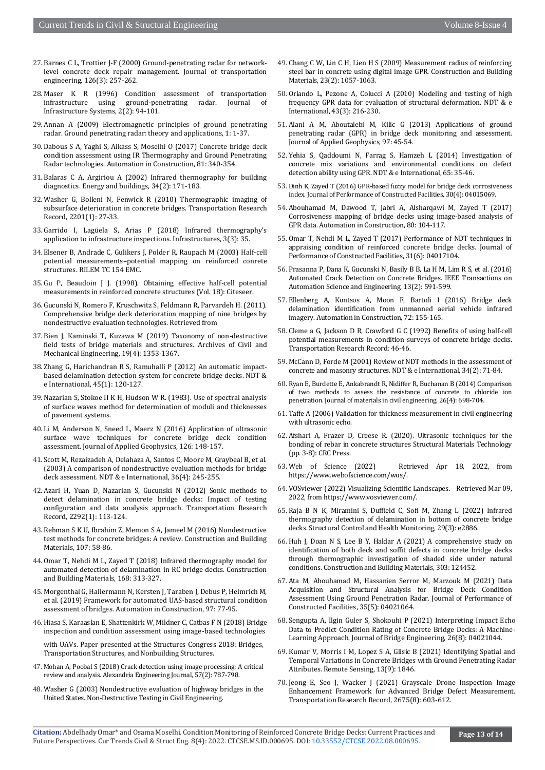27. Barnes C L, Trottier J-F (2000) Ground-penetrating radar for network-level concrete deck repair management. Journal of transportation engineering, 126(3): 257-262.

28. Maser K R (1996) Condition assessment of transportation infrastructure using ground-penetrating radar. Journal of Infrastructure Systems, 2(2): 94-101.

29. Annan A (2009) Electromagnetic principles of ground penetrating radar. Ground penetrating radar: theory and applications, 1: 1-37.

30. Dabous S A, Yaghi S, Alkass S, Moselhi O (2017) Concrete bridge deck condition assessment using IR Thermography and Ground Penetrating Radar technologies. Automation in Construction, 81: 340-354.

31. Balaras C A, Argiriou A (2002) Infrared thermography for building diagnostics. Energy and buildings, 34(2): 171-183.

32. Washer G, Bolleni N, Fenwick R (2010) Thermographic imaging of subsurface deterioration in concrete bridges. Transportation Research Record, 2201(1): 27-33.

33. Garrido I, Lagüela S, Arias P (2018) Infrared thermography's application to infrastructure inspections. Infrastructures, 3(3): 35.

34. Elsener B, Andrade C, Gulikers J, Polder R, Raupach M (2003) Half-cell potential measurements–potential mapping on reinforced concrete structures. RILEM TC 154 EMC.

35. Gu P, Beaudoin J J. (1998). Obtaining effective half-cell potential measurements in reinforced concrete structures (Vol. 18): Citeseer.

36. Gucunski N, Romero F, Kruschwitz S, Feldmann R, Parvardeh H. (2011). Comprehensive bridge deck deterioration mapping of nine bridges by nondestructive evaluation technologies. Retrieved from

37. Bien J, Kaminski T, Kuzawa M (2019) Taxonomy of non-destructive field tests of bridge materials and structures. Archives of Civil and Mechanical Engineering, 19(4): 1353-1367.

38. Zhang G, Harichandran R S, Ramuhalli P (2012) An automatic impact-based delamination detection system for concrete bridge decks. NDT & e International, 45(1): 120-127.

39. Nazarian S, Stokoe II K H, Hudson W R. (1983). Use of spectral analysis of surface waves method for determination of moduli and thicknesses of pavement systems.

40. Li M, Anderson N, Sneed L, Maerz N (2016) Application of ultrasonic surface wave techniques for concrete bridge deck condition assessment. Journal of Applied Geophysics, 126: 148-157.

41. Scott M, Rezaizadeh A, Delahaza A, Santos C, Moore M, Graybeal B, et al. (2003) A comparison of nondestructive evaluation methods for bridge deck assessment. NDT & e International, 36(4): 245-255.

42. Azari H, Yuan D, Nazarian S, Gucunski N (2012) Sonic methods to detect delamination in concrete bridge decks: Impact of testing configuration and data analysis approach. Transportation Research Record, 2292(1): 113-124.

43. Rehman S K U, Ibrahim Z, Memon S A, Jameel M (2016) Nondestructive test methods for concrete bridges: A review. Construction and Building Materials, 107: 58-86.

44. Omar T, Nehdi M L, Zayed T (2018) Infrared thermography model for automated detection of delamination in RC bridge decks. Construction and Building Materials, 168: 313-327.

45. Morgenthal G, Hallermann N, Kersten J, Taraben J, Debus P, Helmrich M, et al. (2019) Framework for automated UAS-based structural condition assessment of bridges. Automation in Construction, 97: 77-95.

46. Hiasa S, Karaaslan E, Shattenkirk W, Mildner C, Catbas F N (2018) Bridge inspection and condition assessment using image-based technologies with UAVs. Paper presented at the Structures Congress 2018: Bridges, Transportation Structures, and Nonbuilding Structures.

47. Mohan A, Poobal S (2018) Crack detection using image processing: A critical review and analysis. Alexandria Engineering Journal, 57(2): 787-798.

48. Washer G (2003) Nondestructive evaluation of highway bridges in the United States. Non-Destructive Testing in Civil Engineering.

49. Chang C W, Lin C H, Lien H S (2009) Measurement radius of reinforcing steel bar in concrete using digital image GPR. Construction and Building Materials, 23(2): 1057-1063.

50. Orlando L, Pezone A, Colucci A (2010) Modeling and testing of high frequency GPR data for evaluation of structural deformation. NDT & e International, 43(3): 216-230.

51. Alani A M, Aboutalebi M, Kilic G (2013) Applications of ground penetrating radar (GPR) in bridge deck monitoring and assessment. Journal of Applied Geophysics, 97: 45-54.

52. Yehia S, Qaddoumi N, Farrag S, Hamzeh L (2014) Investigation of concrete mix variations and environmental conditions on defect detection ability using GPR. NDT & e International, 65: 35-46.

53. Dinh K, Zayed T (2016) GPR-based fuzzy model for bridge deck corrosiveness index. Journal of Performance of Constructed Facilities, 30(4): 04015069.

54. Abouhamad M, Dawood T, Jabri A, Alsharqawi M, Zayed T (2017) Corrosiveness mapping of bridge decks using image-based analysis of GPR data. Automation in Construction, 80: 104-117.

55. Omar T, Nehdi M L, Zayed T (2017) Performance of NDT techniques in appraising condition of reinforced concrete bridge decks. Journal of Performance of Constructed Facilities, 31(6): 04017104.

56. Prasanna P, Dana K, Gucunski N, Basily B B, La H M, Lim R S, et al. (2016) Automated Crack Detection on Concrete Bridges. IEEE Transactions on Automation Science and Engineering, 13(2): 591-599.

57. Ellenberg A, Kontsos A, Moon F, Bartoli I (2016) Bridge deck delamination identification from unmanned aerial vehicle infrared imagery. Automation in Construction, 72: 155-165.

58. Cleme a G, Jackson D R, Crawford G C (1992) Benefits of using half-cell potential measurements in condition surveys of concrete bridge decks. Transportation Research Record: 46-46.

59. McCann D, Forde M (2001) Review of NDT methods in the assessment of concrete and masonry structures. NDT & e International, 34(2): 71-84.

60. Ryan E, Burdette E, Ankabrandt R, Nidiffer R, Buchanan B (2014) Comparison of two methods to assess the resistance of concrete to chloride ion penetration. Journal of materials in civil engineering, 26(4): 698-704.

61. Taffe A (2006) Validation for thickness measurement in civil engineering with ultrasonic echo.

62. Afshari A, Frazer D, Creese R. (2020). Ultrasonic techniques for the bonding of rebar in concrete structures Structural Materials Technology (pp. 3-8): CRC Press.

63. Web of Science (2022) Retrieved Apr 18, 2022, from https://www.webofscience.com/wos/.

64. VOSviewer (2022) Visualizing Scientific Landscapes. Retrieved Mar 09, 2022, from https://www.vosviewer.com/.

65. Raja B N K, Miramini S, Duffield C, Sofi M, Zhang L (2022) Infrared thermography detection of delamination in bottom of concrete bridge decks. Structural Control and Health Monitoring, 29(3): e2886.

66. Huh J, Doan N S, Lee B Y, Haldar A (2021) A comprehensive study on identification of both deck and soffit defects in concrete bridge decks through thermographic investigation of shaded side under natural conditions. Construction and Building Materials, 303: 124452.

67. Ata M, Abouhamad M, Hassanien Serror M, Marzouk M (2021) Data Acquisition and Structural Analysis for Bridge Deck Condition Assessment Using Ground Penetration Radar. Journal of Performance of Constructed Facilities, 35(5): 04021064.

68. Sengupta A, Ilgin Guler S, Shokouhi P (2021) Interpreting Impact Echo Data to Predict Condition Rating of Concrete Bridge Decks: A Machine-Learning Approach. Journal of Bridge Engineering, 26(8): 04021044.

69. Kumar V, Morris I M, Lopez S A, Glisic B (2021) Identifying Spatial and Temporal Variations in Concrete Bridges with Ground Penetrating Radar Attributes. Remote Sensing, 13(9): 1846.

70. Jeong E, Seo J, Wacker J (2021) Grayscale Drone Inspection Image Enhancement Framework for Advanced Bridge Defect Measurement. Transportation Research Record, 2675(8): 603-612.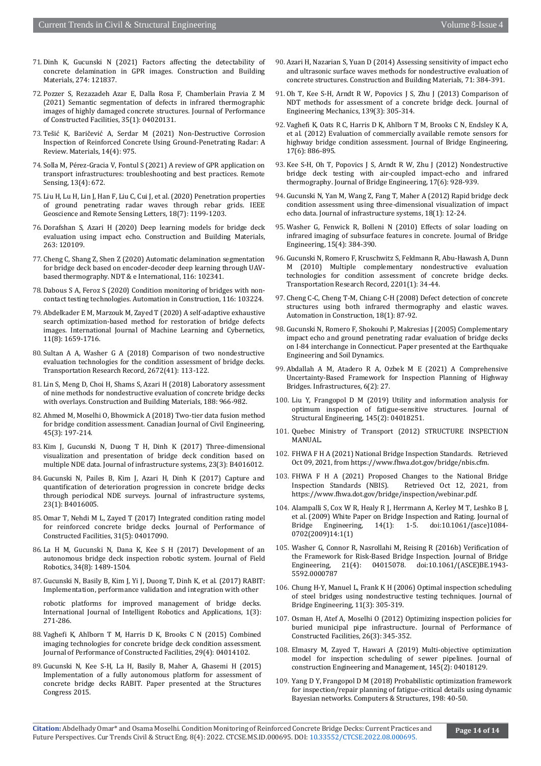71. Dinh K, Gucunski N (2021) Factors affecting the detectability of concrete delamination in GPR images. Construction and Building Materials, 274: 121837.

72. Pozzer S, Rezazadeh Azar E, Dalla Rosa F, Chamberlain Pravia Z M (2021) Semantic segmentation of defects in infrared thermographic images of highly damaged concrete structures. Journal of Performance of Constructed Facilities, 35(1): 04020131.

73. Tešić K, Baričević A, Serdar M (2021) Non-Destructive Corrosion Inspection of Reinforced Concrete Using Ground-Penetrating Radar: A Review. Materials, 14(4): 975.

74. Solla M, Pérez-Gracia V, Fontul S (2021) A review of GPR application on transport infrastructures: troubleshooting and best practices. Remote Sensing, 13(4): 672.

75. Liu H, Lu H, Lin J, Han F, Liu C, Cui J, et al. (2020) Penetration properties of ground penetrating radar waves through rebar grids. IEEE Geoscience and Remote Sensing Letters, 18(7): 1199-1203.

76. Dorafshan S, Azari H (2020) Deep learning models for bridge deck evaluation using impact echo. Construction and Building Materials, 263: 120109.

77. Cheng C, Shang Z, Shen Z (2020) Automatic delamination segmentation for bridge deck based on encoder-decoder deep learning through UAV-based thermography. NDT & e International, 116: 102341.

78. Dabous S A, Feroz S (2020) Condition monitoring of bridges with non-contact testing technologies. Automation in Construction, 116: 103224.

79. Abdelkader E M, Marzouk M, Zayed T (2020) A self-adaptive exhaustive search optimization-based method for restoration of bridge defects images. International Journal of Machine Learning and Cybernetics, 11(8): 1659-1716.

80. Sultan A A, Washer G A (2018) Comparison of two nondestructive evaluation technologies for the condition assessment of bridge decks. Transportation Research Record, 2672(41): 113-122.

81. Lin S, Meng D, Choi H, Shams S, Azari H (2018) Laboratory assessment of nine methods for nondestructive evaluation of concrete bridge decks with overlays. Construction and Building Materials, 188: 966-982.

82. Ahmed M, Moselhi O, Bhowmick A (2018) Two-tier data fusion method for bridge condition assessment. Canadian Journal of Civil Engineering, 45(3): 197-214.

83. Kim J, Gucunski N, Duong T H, Dinh K (2017) Three-dimensional visualization and presentation of bridge deck condition based on multiple NDE data. Journal of infrastructure systems, 23(3): B4016012.

84. Gucunski N, Pailes B, Kim J, Azari H, Dinh K (2017) Capture and quantification of deterioration progression in concrete bridge decks through periodical NDE surveys. Journal of infrastructure systems, 23(1): B4016005.

85. Omar T, Nehdi M L, Zayed T (2017) Integrated condition rating model for reinforced concrete bridge decks. Journal of Performance of Constructed Facilities, 31(5): 04017090.

86. La H M, Gucunski N, Dana K, Kee S H (2017) Development of an autonomous bridge deck inspection robotic system. Journal of Field Robotics, 34(8): 1489-1504.

87. Gucunski N, Basily B, Kim J, Yi J, Duong T, Dinh K, et al. (2017) RABIT: Implementation, performance validation and integration with other robotic platforms for improved management of bridge decks. International Journal of Intelligent Robotics and Applications, 1(3): 271-286.

88. Vaghefi K, Ahlborn T M, Harris D K, Brooks C N (2015) Combined imaging technologies for concrete bridge deck condition assessment. Journal of Performance of Constructed Facilities, 29(4): 04014102.

89. Gucunski N, Kee S-H, La H, Basily B, Maher A, Ghasemi H (2015) Implementation of a fully autonomous platform for assessment of concrete bridge decks RABIT. Paper presented at the Structures Congress 2015.

90. Azari H, Nazarian S, Yuan D (2014) Assessing sensitivity of impact echo and ultrasonic surface waves methods for nondestructive evaluation of concrete structures. Construction and Building Materials, 71: 384-391.

91. Oh T, Kee S-H, Arndt R W, Popovics J S, Zhu J (2013) Comparison of NDT methods for assessment of a concrete bridge deck. Journal of Engineering Mechanics, 139(3): 305-314.

92. Vaghefi K, Oats R C, Harris D K, Ahlborn T M, Brooks C N, Endsley K A, et al. (2012) Evaluation of commercially available remote sensors for highway bridge condition assessment. Journal of Bridge Engineering, 17(6): 886-895.

93. Kee S-H, Oh T, Popovics J S, Arndt R W, Zhu J (2012) Nondestructive bridge deck testing with air-coupled impact-echo and infrared thermography. Journal of Bridge Engineering, 17(6): 928-939.

94. Gucunski N, Yan M, Wang Z, Fang T, Maher A (2012) Rapid bridge deck condition assessment using three-dimensional visualization of impact echo data. Journal of infrastructure systems, 18(1): 12-24.

95. Washer G, Fenwick R, Bolleni N (2010) Effects of solar loading on infrared imaging of subsurface features in concrete. Journal of Bridge Engineering, 15(4): 384-390.

96. Gucunski N, Romero F, Kruschwitz S, Feldmann R, Abu-Hawash A, Dunn M (2010) Multiple complementary nondestructive evaluation technologies for condition assessment of concrete bridge decks. Transportation Research Record, 2201(1): 34-44.

97. Cheng C-C, Cheng T-M, Chiang C-H (2008) Defect detection of concrete structures using both infrared thermography and elastic waves. Automation in Construction, 18(1): 87-92.

98. Gucunski N, Romero F, Shokouhi P, Makresias J (2005) Complementary impact echo and ground penetrating radar evaluation of bridge decks on I-84 interchange in Connecticut. Paper presented at the Earthquake Engineering and Soil Dynamics.

99. Abdallah A M, Atadero R A, Ozbek M E (2021) A Comprehensive Uncertainty-Based Framework for Inspection Planning of Highway Bridges. Infrastructures, 6(2): 27.

100. Liu Y, Frangopol D M (2019) Utility and information analysis for optimum inspection of fatigue-sensitive structures. Journal of Structural Engineering, 145(2): 04018251.

101. Quebec Ministry of Transport (2012) STRUCTURE INSPECTION MANUAL.

102. FHWA F H A (2021) National Bridge Inspection Standards. Retrieved Oct 09, 2021, from https://www.fhwa.dot.gov/bridge/nbis.cfm.

103. FHWA F H A (2021) Proposed Changes to the National Bridge Inspection Standards (NBIS). Retrieved Oct 12, 2021, from https://www.fhwa.dot.gov/bridge/inspection/webinar.pdf.

104. Alampalli S, Cox W R, Healy R J, Herrmann A, Kerley M T, Leshko B J, et al. (2009) White Paper on Bridge Inspection and Rating. Journal of Bridge Engineering, 14(1): 1-5. doi:10.1061/(asce)1084-0702(2009)14:1(1)

105. Washer G, Connor R, Nasrollahi M, Reising R (2016b) Verification of the Framework for Risk-Based Bridge Inspection. Journal of Bridge Engineering, 21(4): 04015078. doi:10.1061/(ASCE)BE.1943-5592.0000787

106. Chung H-Y, Manuel L, Frank K H (2006) Optimal inspection scheduling of steel bridges using nondestructive testing techniques. Journal of Bridge Engineering, 11(3): 305-319.

107. Osman H, Atef A, Moselhi O (2012) Optimizing inspection policies for buried municipal pipe infrastructure. Journal of Performance of Constructed Facilities, 26(3): 345-352.

108. Elmasry M, Zayed T, Hawari A (2019) Multi-objective optimization model for inspection scheduling of sewer pipelines. Journal of construction Engineering and Management, 145(2): 04018129.

109. Yang D Y, Frangopol D M (2018) Probabilistic optimization framework for inspection/repair planning of fatigue-critical details using dynamic Bayesian networks. Computers & Structures, 198: 40-50.